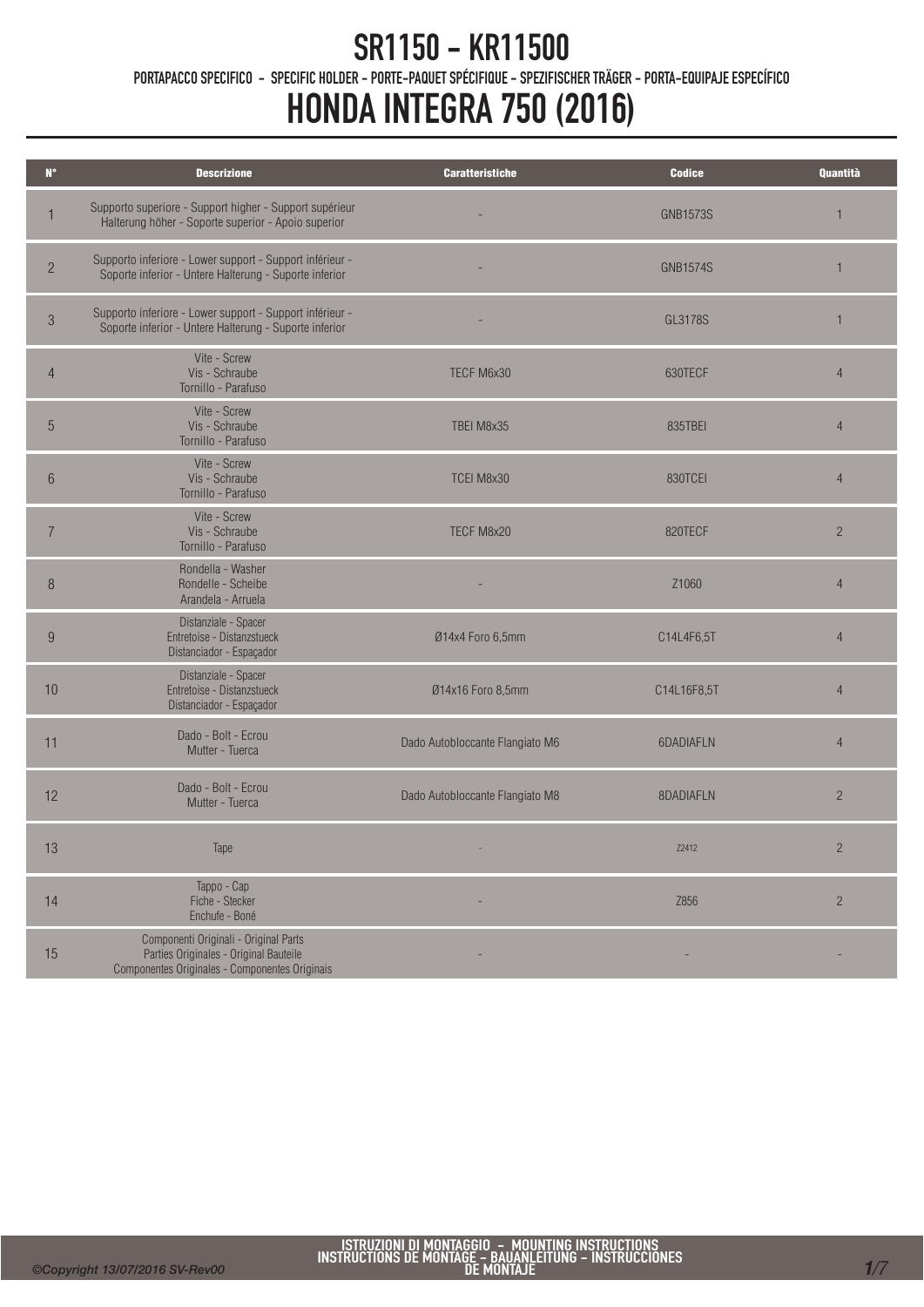# SR1150 - KR11500

PORTAPACCO SPECIFICO - SPECIFIC HOLDER - PORTE-PAQUET SPÉCIFIQUE - SPEZIFISCHER TRÄGER - PORTA-EQUIPAJE ESPECÍFICO

# HONDA INTEGRA 750 (2016)

| N° | Descrizione | Caratteristiche | Codice | Quantità |
|---|---|---|---|---|
| 1 | Supporto superiore - Support higher - Support supérieur Halterung höher - Soporte superior - Apoio superior | - | GNB1573S | 1 |
| 2 | Supporto inferiore - Lower support - Support inférieur - Soporte inferior - Untere Halterung - Suporte inferior | - | GNB1574S | 1 |
| 3 | Supporto inferiore - Lower support - Support inférieur - Soporte inferior - Untere Halterung - Suporte inferior | - | GL3178S | 1 |
| 4 | Vite - Screw Vis - Schraube Tornillo - Parafuso | TECF M6x30 | 630TECF | 4 |
| 5 | Vite - Screw Vis - Schraube Tornillo - Parafuso | TBEI M8x35 | 835TBEI | 4 |
| 6 | Vite - Screw Vis - Schraube Tornillo - Parafuso | TCEI M8x30 | 830TCEI | 4 |
| 7 | Vite - Screw Vis - Schraube Tornillo - Parafuso | TECF M8x20 | 820TECF | 2 |
| 8 | Rondella - Washer Rondelle - Scheibe Arandela - Arruela | - | Z1060 | 4 |
| 9 | Distanziale - Spacer Entretoise - Distanzstueck Distanciador - Espaçador | Ø14x4 Foro 6,5mm | C14L4F6,5T | 4 |
| 10 | Distanziale - Spacer Entretoise - Distanzstueck Distanciador - Espaçador | Ø14x16 Foro 8,5mm | C14L16F8,5T | 4 |
| 11 | Dado - Bolt - Ecrou Mutter - Tuerca | Dado Autobloccante Flangiato M6 | 6DADIAFLN | 4 |
| 12 | Dado - Bolt - Ecrou Mutter - Tuerca | Dado Autobloccante Flangiato M8 | 8DADIAFLN | 2 |
| 13 | Tape | - | Z2412 | 2 |
| 14 | Tappo - Cap Fiche - Stecker Enchufe - Boné | - | Z856 | 2 |
| 15 | Componenti Originali - Original Parts Parties Originales - Original Bauteile Componentes Originales - Componentes Originais | - | - | - |

ISTRUZIONI DI MONTAGGIO - MOUNTING INSTRUCTIONS
INSTRUCTIONS DE MONTAGE - BAUANLEITUNG - INSTRUCCIONES DE MONTAJE

©Copyright 13/07/2016 SV-Rev00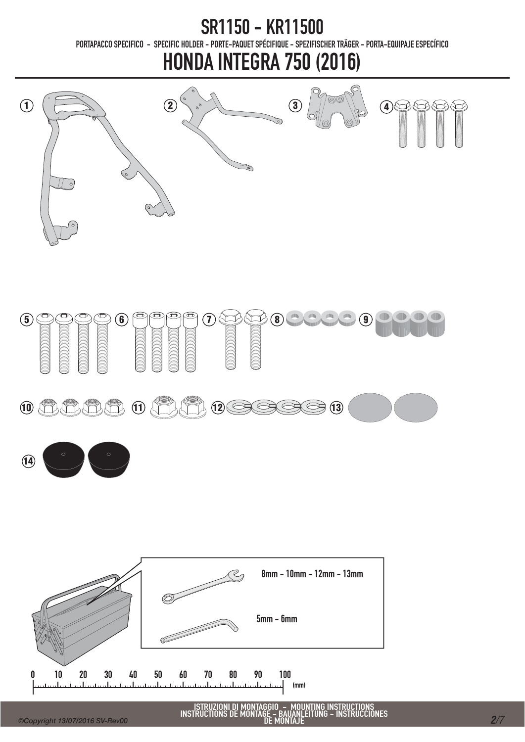# SR1150 - KR11500

PORTAPACCO SPECIFICO - SPECIFIC HOLDER - PORTE-PAQUET SPÉCIFIQUE - SPEZIFISCHER TRÄGER - PORTA-EQUIPAJE ESPECÍFICO

# HONDA INTEGRA 750 (2016)

1 2 3 4

5 6 7 8 9

10 11 12 13

14

8mm - 10mm - 12mm - 13mm

5mm - 6mm

0 10 20 30 40 50 60 70 80 90 100 (mm)

ISTRUZIONI DI MONTAGGIO - MOUNTING INSTRUCTIONS
INSTRUCTIONS DE MONTAGE - BAUANLEITUNG - INSTRUCCIONES DE MONTAJE

©Copyright 13/07/2016 SV-Rev00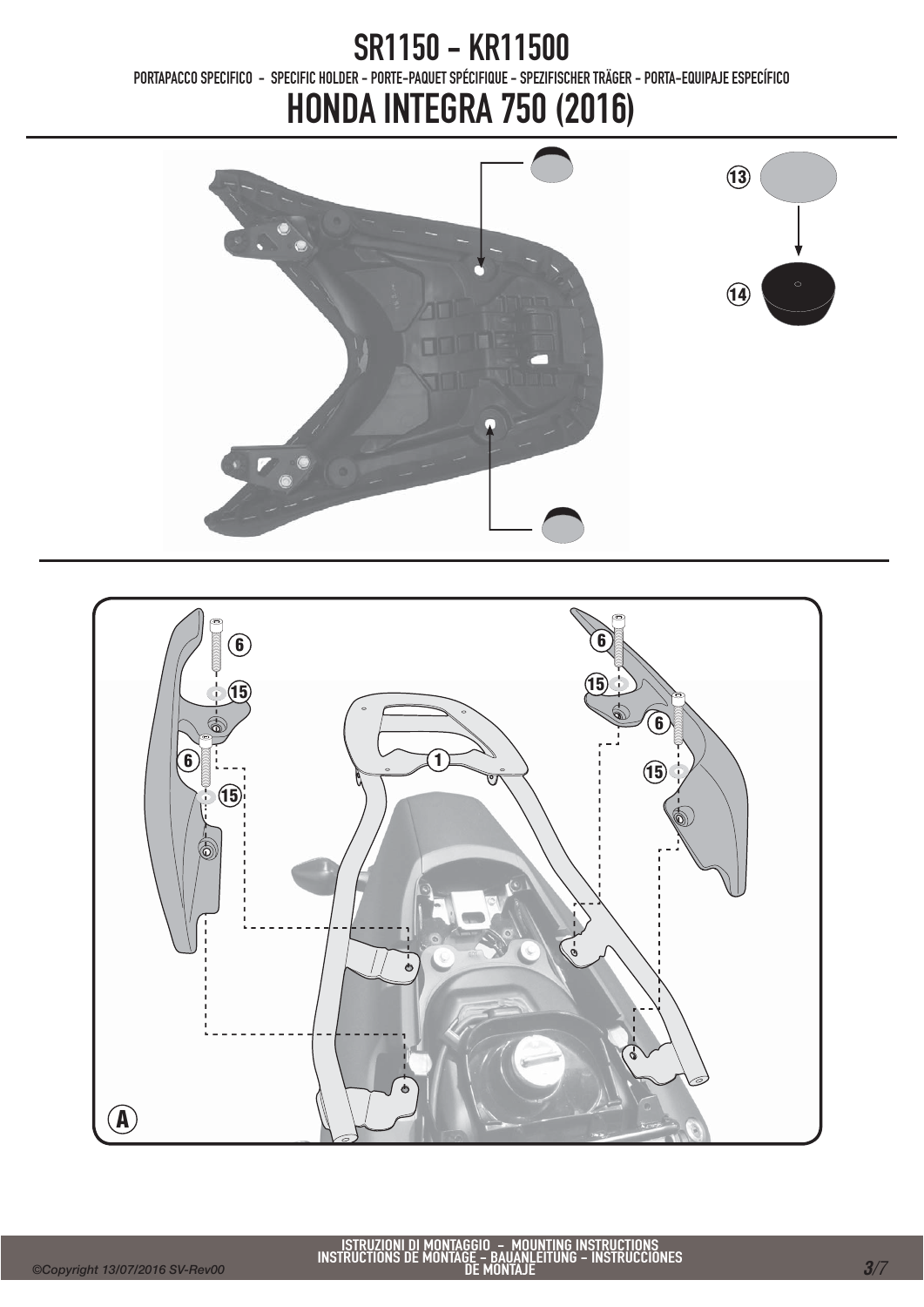# SR1150 - KR11500

PORTAPACCO SPECIFICO - SPECIFIC HOLDER - PORTE-PAQUET SPÉCIFIQUE - SPEZIFISCHER TRÄGER - PORTA-EQUIPAJE ESPECÍFICO

# HONDA INTEGRA 750 (2016)

13

14

6

15

1

A

ISTRUZIONI DI MONTAGGIO - MOUNTING INSTRUCTIONS
INSTRUCTIONS DE MONTAGE - BAUANLEITUNG - INSTRUCCIONES DE MONTAJE

*©Copyright 13/07/2016 SV-Rev00*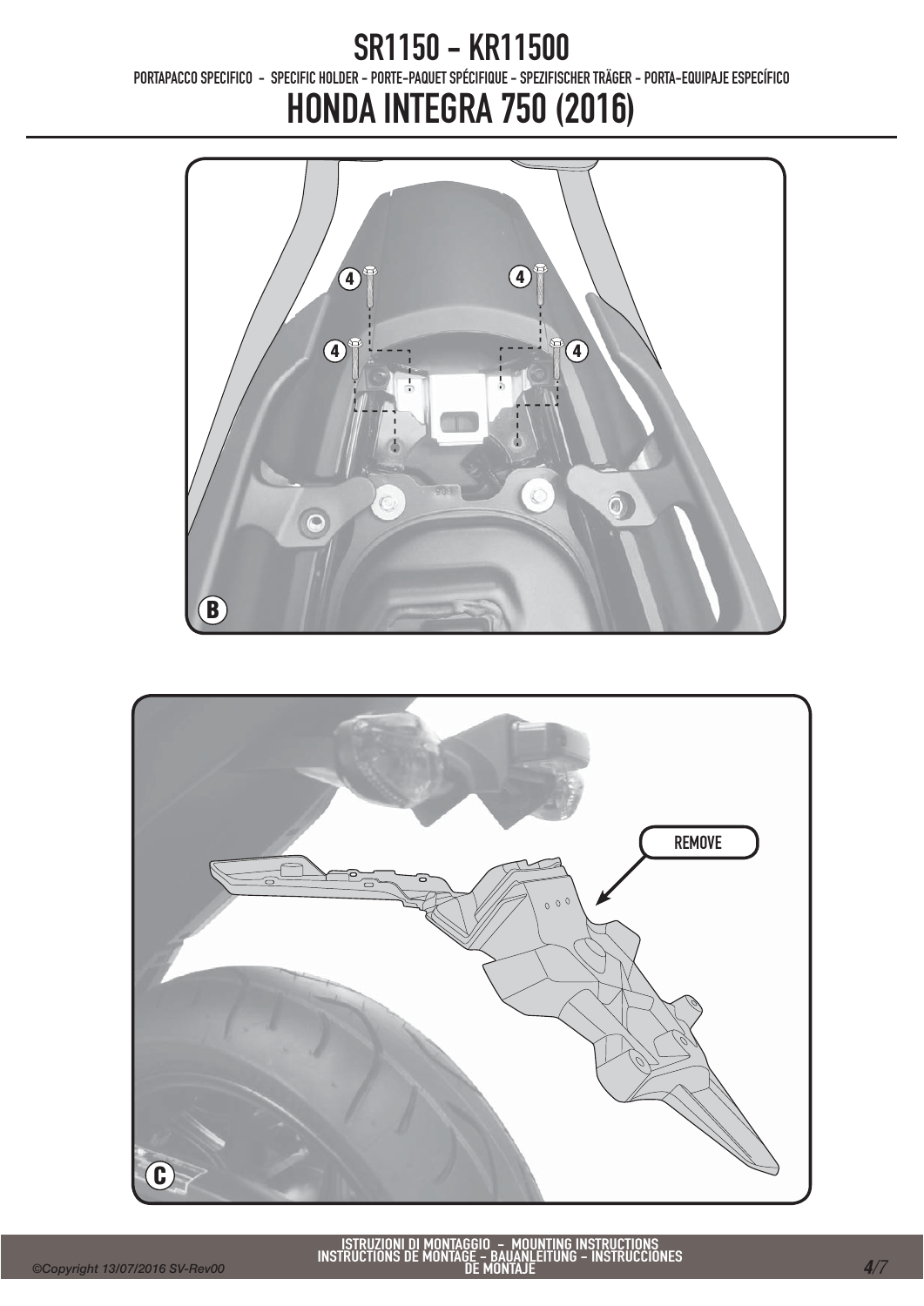# SR1150 - KR11500

PORTAPACCO SPECIFICO - SPECIFIC HOLDER - PORTE-PAQUET SPÉCIFIQUE - SPEZIFISCHER TRÄGER - PORTA-EQUIPAJE ESPECÍFICO

# HONDA INTEGRA 750 (2016)

4 4 4 4

B

REMOVE

C

ISTRUZIONI DI MONTAGGIO - MOUNTING INSTRUCTIONS
INSTRUCTIONS DE MONTAGE - BAUANLEITUNG - INSTRUCCIONES DE MONTAJE

©Copyright 13/07/2016 SV-Rev00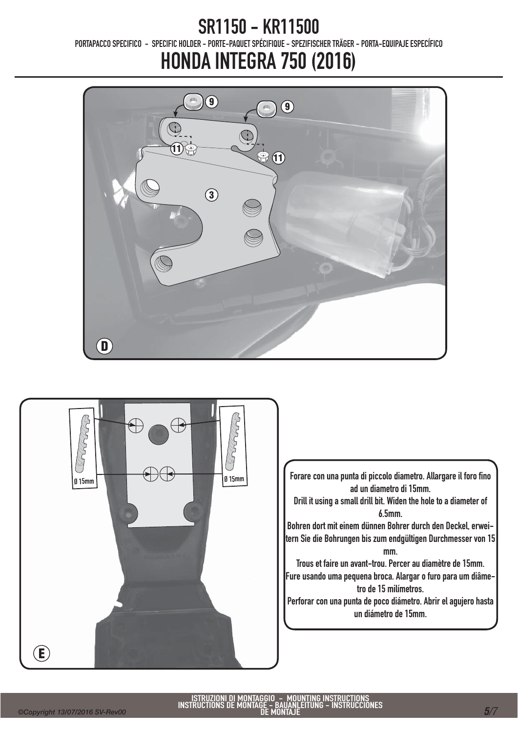# SR1150 - KR11500

PORTAPACCO SPECIFICO - SPECIFIC HOLDER - PORTE-PAQUET SPÉCIFIQUE - SPEZIFISCHER TRÄGER - PORTA-EQUIPAJE ESPECÍFICO

# HONDA INTEGRA 750 (2016)

9 9 11 11 3

D

Ø 15mm Ø 15mm

E

Forare con una punta di piccolo diametro. Allargare il foro fino ad un diametro di 15mm.

Drill it using a small drill bit. Widen the hole to a diameter of 6.5mm.

Bohren dort mit einem dünnen Bohrer durch den Deckel, erweitern Sie die Bohrungen bis zum endgültigen Durchmesser von 15 mm.

Trous et faire un avant-trou. Percer au diamètre de 15mm.

Fure usando uma pequena broca. Alargar o furo para um diâmetro de 15 milímetros.

Perforar con una punta de poco diámetro. Abrir el agujero hasta un diámetro de 15mm.

ISTRUZIONI DI MONTAGGIO - MOUNTING INSTRUCTIONS
INSTRUCTIONS DE MONTAGE - BAUANLEITUNG - INSTRUCCIONES DE MONTAJE

©Copyright 13/07/2016 SV-Rev00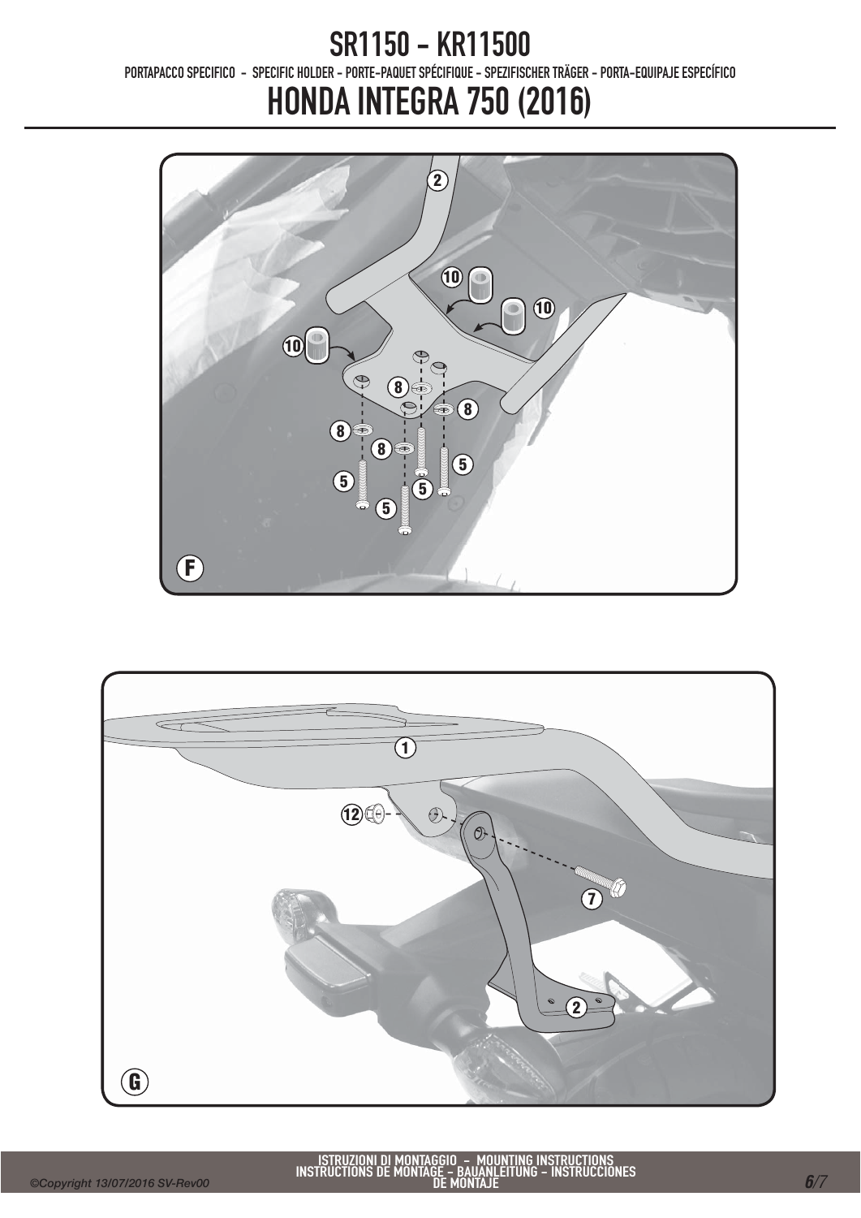# SR1150 - KR11500

PORTAPACCO SPECIFICO - SPECIFIC HOLDER - PORTE-PAQUET SPÉCIFIQUE - SPEZIFISCHER TRÄGER - PORTA-EQUIPAJE ESPECÍFICO

# HONDA INTEGRA 750 (2016)

2

10 10 10

8 8 8 8

5 5 5 5 5

F

1

12

7

2

G

ISTRUZIONI DI MONTAGGIO - MOUNTING INSTRUCTIONS
INSTRUCTIONS DE MONTAGE - BAUANLEITUNG - INSTRUCCIONES DE MONTAJE

©Copyright 13/07/2016 SV-Rev00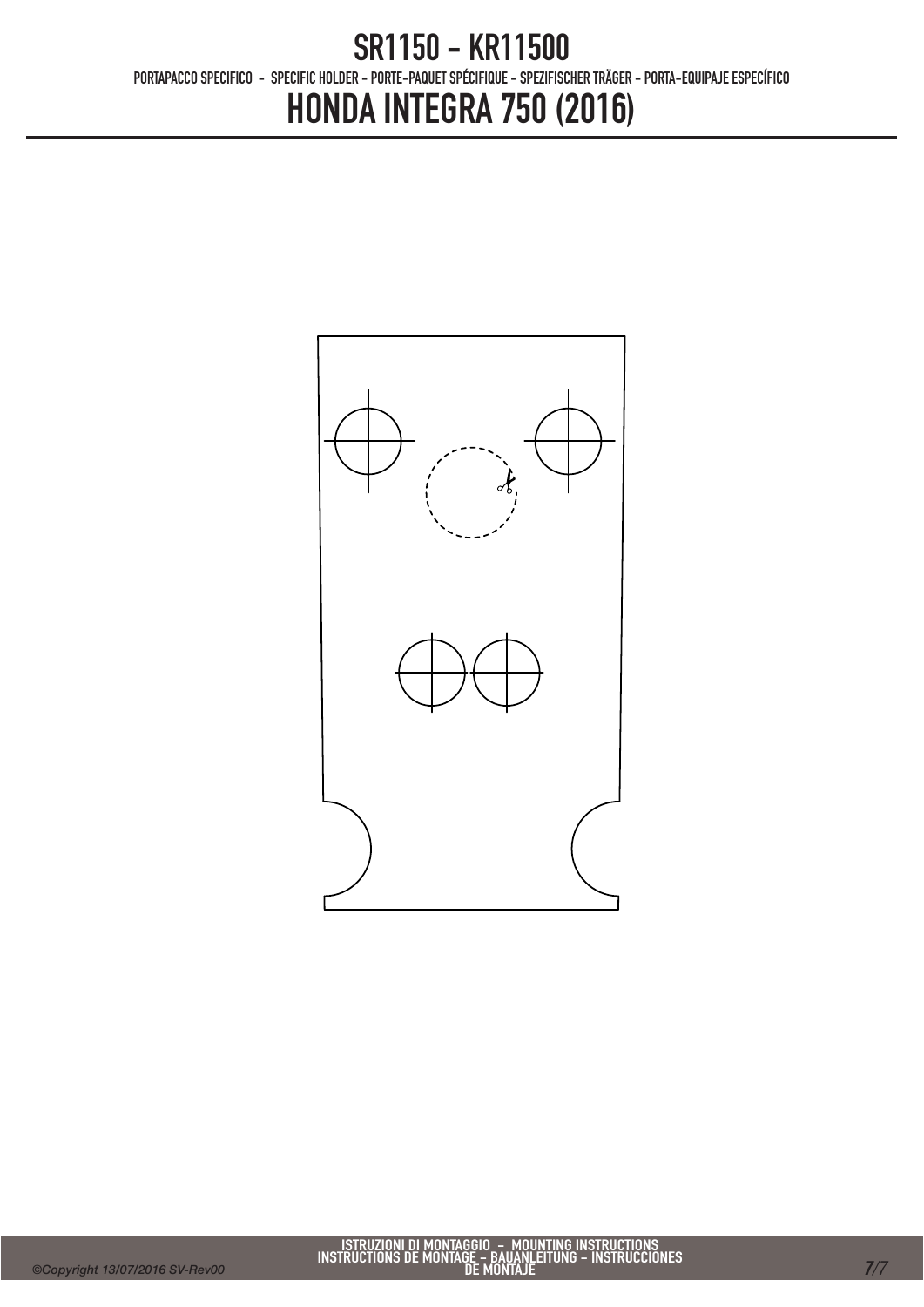# SR1150 - KR11500

PORTAPACCO SPECIFICO - SPECIFIC HOLDER - PORTE-PAQUET SPÉCIFIQUE - SPEZIFISCHER TRÄGER - PORTA-EQUIPAJE ESPECÍFICO

# HONDA INTEGRA 750 (2016)